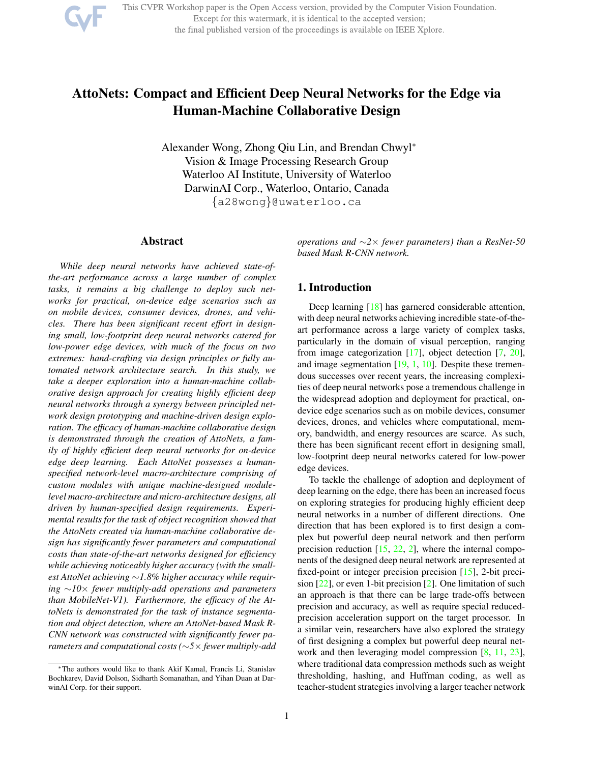# AttoNets: Compact and Efficient Deep Neural Networks for the Edge via Human-Machine Collaborative Design

Alexander Wong, Zhong Qiu Lin, and Brendan Chwyl*
Vision & Image Processing Research Group
Waterloo AI Institute, University of Waterloo
DarwinAI Corp., Waterloo, Ontario, Canada
{a28wong}@uwaterloo.ca

## Abstract

*While deep neural networks have achieved state-of-the-art performance across a large number of complex tasks, it remains a big challenge to deploy such networks for practical, on-device edge scenarios such as on mobile devices, consumer devices, drones, and vehicles. There has been significant recent effort in designing small, low-footprint deep neural networks catered for low-power edge devices, with much of the focus on two extremes: hand-crafting via design principles or fully automated network architecture search. In this study, we take a deeper exploration into a human-machine collaborative design approach for creating highly efficient deep neural networks through a synergy between principled network design prototyping and machine-driven design exploration. The efficacy of human-machine collaborative design is demonstrated through the creation of AttoNets, a family of highly efficient deep neural networks for on-device edge deep learning. Each AttoNet possesses a human-specified network-level macro-architecture comprising of custom modules with unique machine-designed module-level macro-architecture and micro-architecture designs, all driven by human-specified design requirements. Experimental results for the task of object recognition showed that the AttoNets created via human-machine collaborative design has significantly fewer parameters and computational costs than state-of-the-art networks designed for efficiency while achieving noticeably higher accuracy (with the smallest AttoNet achieving ∼1.8% higher accuracy while requiring ∼10× fewer multiply-add operations and parameters than MobileNet-V1). Furthermore, the efficacy of the AttoNets is demonstrated for the task of instance segmentation and object detection, where an AttoNet-based Mask R-CNN network was constructed with significantly fewer parameters and computational costs (∼5× fewer multiply-add operations and ∼2× fewer parameters) than a ResNet-50 based Mask R-CNN network.*

## 1. Introduction

Deep learning [18] has garnered considerable attention, with deep neural networks achieving incredible state-of-the-art performance across a large variety of complex tasks, particularly in the domain of visual perception, ranging from image categorization [17], object detection [7, 20], and image segmentation [19, 1, 10]. Despite these tremendous successes over recent years, the increasing complexities of deep neural networks pose a tremendous challenge in the widespread adoption and deployment for practical, on-device edge scenarios such as on mobile devices, consumer devices, drones, and vehicles where computational, memory, bandwidth, and energy resources are scarce. As such, there has been significant recent effort in designing small, low-footprint deep neural networks catered for low-power edge devices.

To tackle the challenge of adoption and deployment of deep learning on the edge, there has been an increased focus on exploring strategies for producing highly efficient deep neural networks in a number of different directions. One direction that has been explored is to first design a complex but powerful deep neural network and then perform precision reduction [15, 22, 2], where the internal components of the designed deep neural network are represented at fixed-point or integer precision precision [15], 2-bit precision [22], or even 1-bit precision [2]. One limitation of such an approach is that there can be large trade-offs between precision and accuracy, as well as require special reduced-precision acceleration support on the target processor. In a similar vein, researchers have also explored the strategy of first designing a complex but powerful deep neural network and then leveraging model compression [8, 11, 23], where traditional data compression methods such as weight thresholding, hashing, and Huffman coding, as well as teacher-student strategies involving a larger teacher network

*The authors would like to thank Akif Kamal, Francis Li, Stanislav Bochkarev, David Dolson, Sidharth Somanathan, and Yihan Duan at DarwinAI Corp. for their support.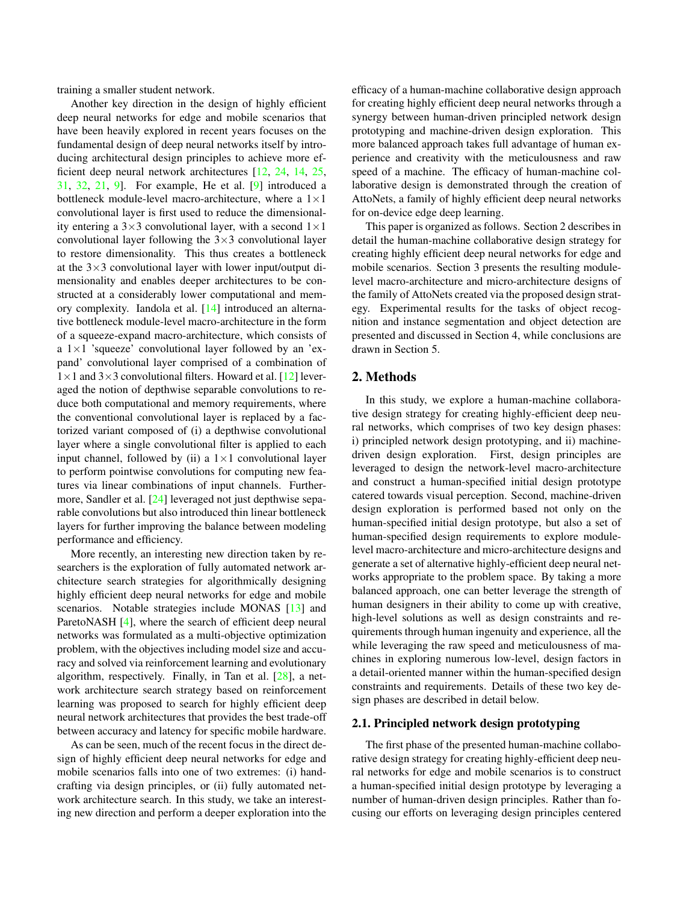training a smaller student network.

Another key direction in the design of highly efficient deep neural networks for edge and mobile scenarios that have been heavily explored in recent years focuses on the fundamental design of deep neural networks itself by introducing architectural design principles to achieve more efficient deep neural network architectures [12, 24, 14, 25, 31, 32, 21, 9]. For example, He et al. [9] introduced a bottleneck module-level macro-architecture, where a $1\times1$ convolutional layer is first used to reduce the dimensionality entering a $3\times3$ convolutional layer, with a second $1\times1$ convolutional layer following the $3\times3$ convolutional layer to restore dimensionality. This thus creates a bottleneck at the $3\times3$ convolutional layer with lower input/output dimensionality and enables deeper architectures to be constructed at a considerably lower computational and memory complexity. Iandola et al. [14] introduced an alternative bottleneck module-level macro-architecture in the form of a squeeze-expand macro-architecture, which consists of a $1\times1$ 'squeeze' convolutional layer followed by an 'expand' convolutional layer comprised of a combination of $1\times1$ and $3\times3$ convolutional filters. Howard et al. [12] leveraged the notion of depthwise separable convolutions to reduce both computational and memory requirements, where the conventional convolutional layer is replaced by a factorized variant composed of (i) a depthwise convolutional layer where a single convolutional filter is applied to each input channel, followed by (ii) a $1\times1$ convolutional layer to perform pointwise convolutions for computing new features via linear combinations of input channels. Furthermore, Sandler et al. [24] leveraged not just depthwise separable convolutions but also introduced thin linear bottleneck layers for further improving the balance between modeling performance and efficiency.

More recently, an interesting new direction taken by researchers is the exploration of fully automated network architecture search strategies for algorithmically designing highly efficient deep neural networks for edge and mobile scenarios. Notable strategies include MONAS [13] and ParetoNASH [4], where the search of efficient deep neural networks was formulated as a multi-objective optimization problem, with the objectives including model size and accuracy and solved via reinforcement learning and evolutionary algorithm, respectively. Finally, in Tan et al. [28], a network architecture search strategy based on reinforcement learning was proposed to search for highly efficient deep neural network architectures that provides the best trade-off between accuracy and latency for specific mobile hardware.

As can be seen, much of the recent focus in the direct design of highly efficient deep neural networks for edge and mobile scenarios falls into one of two extremes: (i) handcrafting via design principles, or (ii) fully automated network architecture search. In this study, we take an interesting new direction and perform a deeper exploration into the efficacy of a human-machine collaborative design approach for creating highly efficient deep neural networks through a synergy between human-driven principled network design prototyping and machine-driven design exploration. This more balanced approach takes full advantage of human experience and creativity with the meticulousness and raw speed of a machine. The efficacy of human-machine collaborative design is demonstrated through the creation of AttoNets, a family of highly efficient deep neural networks for on-device edge deep learning.

This paper is organized as follows. Section 2 describes in detail the human-machine collaborative design strategy for creating highly efficient deep neural networks for edge and mobile scenarios. Section 3 presents the resulting module-level macro-architecture and micro-architecture designs of the family of AttoNets created via the proposed design strategy. Experimental results for the tasks of object recognition and instance segmentation and object detection are presented and discussed in Section 4, while conclusions are drawn in Section 5.

## 2. Methods

In this study, we explore a human-machine collaborative design strategy for creating highly-efficient deep neural networks, which comprises of two key design phases: i) principled network design prototyping, and ii) machine-driven design exploration. First, design principles are leveraged to design the network-level macro-architecture and construct a human-specified initial design prototype catered towards visual perception. Second, machine-driven design exploration is performed based not only on the human-specified initial design prototype, but also a set of human-specified design requirements to explore module-level macro-architecture and micro-architecture designs and generate a set of alternative highly-efficient deep neural networks appropriate to the problem space. By taking a more balanced approach, one can better leverage the strength of human designers in their ability to come up with creative, high-level solutions as well as design constraints and requirements through human ingenuity and experience, all the while leveraging the raw speed and meticulousness of machines in exploring numerous low-level, design factors in a detail-oriented manner within the human-specified design constraints and requirements. Details of these two key design phases are described in detail below.

### 2.1. Principled network design prototyping

The first phase of the presented human-machine collaborative design strategy for creating highly-efficient deep neural networks for edge and mobile scenarios is to construct a human-specified initial design prototype by leveraging a number of human-driven design principles. Rather than focusing our efforts on leveraging design principles centered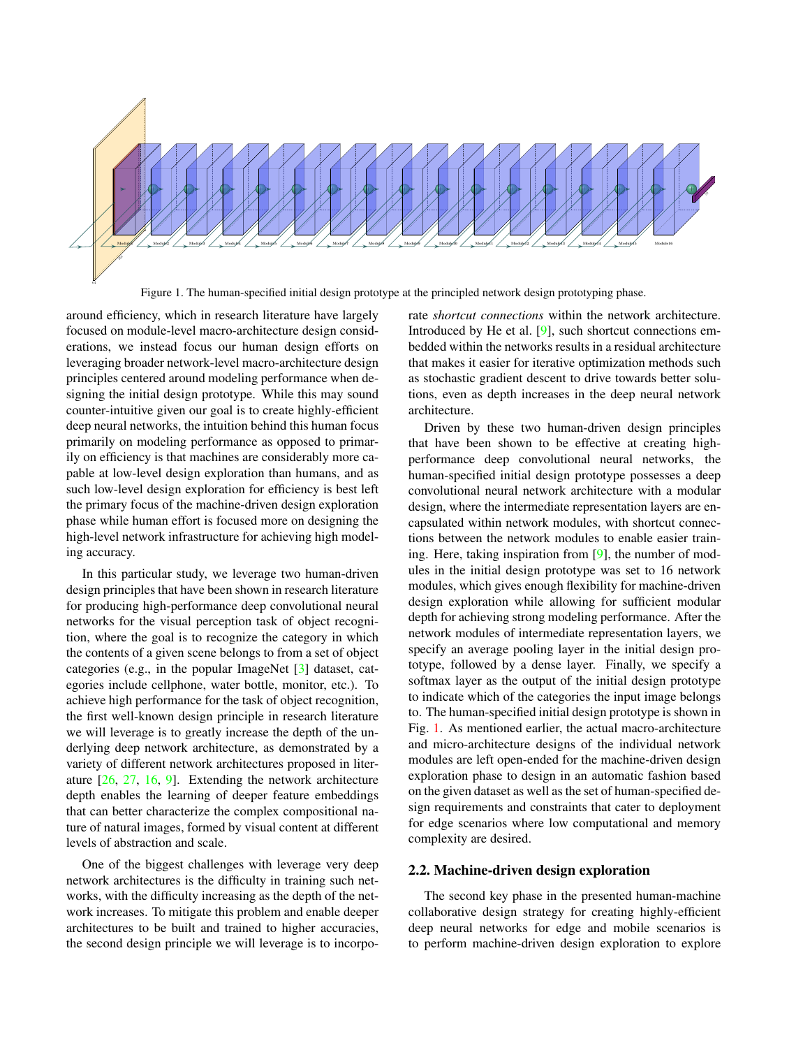Figure 1. The human-specified initial design prototype at the principled network design prototyping phase.

around efficiency, which in research literature have largely focused on module-level macro-architecture design considerations, we instead focus our human design efforts on leveraging broader network-level macro-architecture design principles centered around modeling performance when designing the initial design prototype. While this may sound counter-intuitive given our goal is to create highly-efficient deep neural networks, the intuition behind this human focus primarily on modeling performance as opposed to primarily on efficiency is that machines are considerably more capable at low-level design exploration than humans, and as such low-level design exploration for efficiency is best left the primary focus of the machine-driven design exploration phase while human effort is focused more on designing the high-level network infrastructure for achieving high modeling accuracy.

In this particular study, we leverage two human-driven design principles that have been shown in research literature for producing high-performance deep convolutional neural networks for the visual perception task of object recognition, where the goal is to recognize the category in which the contents of a given scene belongs to from a set of object categories (e.g., in the popular ImageNet [3] dataset, categories include cellphone, water bottle, monitor, etc.). To achieve high performance for the task of object recognition, the first well-known design principle in research literature we will leverage is to greatly increase the depth of the underlying deep network architecture, as demonstrated by a variety of different network architectures proposed in literature [26, 27, 16, 9]. Extending the network architecture depth enables the learning of deeper feature embeddings that can better characterize the complex compositional nature of natural images, formed by visual content at different levels of abstraction and scale.

One of the biggest challenges with leverage very deep network architectures is the difficulty in training such networks, with the difficulty increasing as the depth of the network increases. To mitigate this problem and enable deeper architectures to be built and trained to higher accuracies, the second design principle we will leverage is to incorporate *shortcut connections* within the network architecture. Introduced by He et al. [9], such shortcut connections embedded within the networks results in a residual architecture that makes it easier for iterative optimization methods such as stochastic gradient descent to drive towards better solutions, even as depth increases in the deep neural network architecture.

Driven by these two human-driven design principles that have been shown to be effective at creating high-performance deep convolutional neural networks, the human-specified initial design prototype possesses a deep convolutional neural network architecture with a modular design, where the intermediate representation layers are encapsulated within network modules, with shortcut connections between the network modules to enable easier training. Here, taking inspiration from [9], the number of modules in the initial design prototype was set to 16 network modules, which gives enough flexibility for machine-driven design exploration while allowing for sufficient modular depth for achieving strong modeling performance. After the network modules of intermediate representation layers, we specify an average pooling layer in the initial design prototype, followed by a dense layer. Finally, we specify a softmax layer as the output of the initial design prototype to indicate which of the categories the input image belongs to. The human-specified initial design prototype is shown in Fig. 1. As mentioned earlier, the actual macro-architecture and micro-architecture designs of the individual network modules are left open-ended for the machine-driven design exploration phase to design in an automatic fashion based on the given dataset as well as the set of human-specified design requirements and constraints that cater to deployment for edge scenarios where low computational and memory complexity are desired.

### 2.2. Machine-driven design exploration

The second key phase in the presented human-machine collaborative design strategy for creating highly-efficient deep neural networks for edge and mobile scenarios is to perform machine-driven design exploration to explore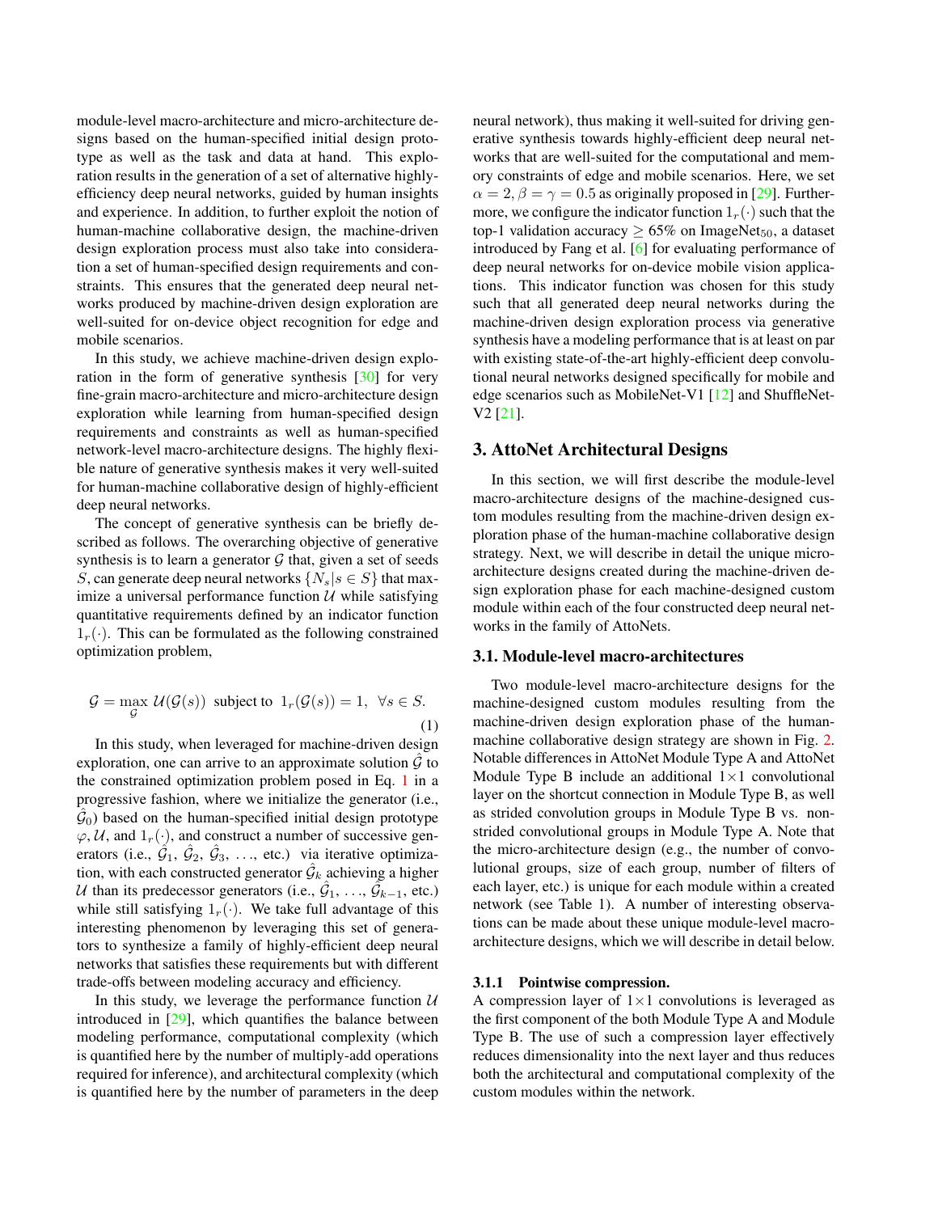module-level macro-architecture and micro-architecture designs based on the human-specified initial design prototype as well as the task and data at hand. This exploration results in the generation of a set of alternative highly-efficiency deep neural networks, guided by human insights and experience. In addition, to further exploit the notion of human-machine collaborative design, the machine-driven design exploration process must also take into consideration a set of human-specified design requirements and constraints. This ensures that the generated deep neural networks produced by machine-driven design exploration are well-suited for on-device object recognition for edge and mobile scenarios.

In this study, we achieve machine-driven design exploration in the form of generative synthesis [30] for very fine-grain macro-architecture and micro-architecture design exploration while learning from human-specified design requirements and constraints as well as human-specified network-level macro-architecture designs. The highly flexible nature of generative synthesis makes it very well-suited for human-machine collaborative design of highly-efficient deep neural networks.

The concept of generative synthesis can be briefly described as follows. The overarching objective of generative synthesis is to learn a generator $\mathcal{G}$ that, given a set of seeds $S$, can generate deep neural networks $\{N_s | s \in S\}$ that maximize a universal performance function $\mathcal{U}$ while satisfying quantitative requirements defined by an indicator function $1_r(\cdot)$. This can be formulated as the following constrained optimization problem,

$$\mathcal{G} = \max_{\mathcal{G}} \; \mathcal{U}(\mathcal{G}(s)) \;\; \text{subject to} \;\; 1_r(\mathcal{G}(s)) = 1, \;\; \forall s \in S. \tag{1}$$

In this study, when leveraged for machine-driven design exploration, one can arrive to an approximate solution $\hat{\mathcal{G}}$ to the constrained optimization problem posed in Eq. 1 in a progressive fashion, where we initialize the generator (i.e., $\hat{\mathcal{G}}_0$) based on the human-specified initial design prototype $\varphi, \mathcal{U}$, and $1_r(\cdot)$, and construct a number of successive generators (i.e., $\hat{\mathcal{G}}_1$, $\hat{\mathcal{G}}_2$, $\hat{\mathcal{G}}_3$, ..., etc.) via iterative optimization, with each constructed generator $\hat{\mathcal{G}}_k$ achieving a higher $\mathcal{U}$ than its predecessor generators (i.e., $\hat{\mathcal{G}}_1$, ..., $\hat{\mathcal{G}}_{k-1}$, etc.) while still satisfying $1_r(\cdot)$. We take full advantage of this interesting phenomenon by leveraging this set of generators to synthesize a family of highly-efficient deep neural networks that satisfies these requirements but with different trade-offs between modeling accuracy and efficiency.

In this study, we leverage the performance function $\mathcal{U}$ introduced in [29], which quantifies the balance between modeling performance, computational complexity (which is quantified here by the number of multiply-add operations required for inference), and architectural complexity (which is quantified here by the number of parameters in the deep neural network), thus making it well-suited for driving generative synthesis towards highly-efficient deep neural networks that are well-suited for the computational and memory constraints of edge and mobile scenarios. Here, we set $\alpha = 2, \beta = \gamma = 0.5$ as originally proposed in [29]. Furthermore, we configure the indicator function $1_r(\cdot)$ such that the top-1 validation accuracy $\geq 65\%$ on ImageNet$_{50}$, a dataset introduced by Fang et al. [6] for evaluating performance of deep neural networks for on-device mobile vision applications. This indicator function was chosen for this study such that all generated deep neural networks during the machine-driven design exploration process via generative synthesis have a modeling performance that is at least on par with existing state-of-the-art highly-efficient deep convolutional neural networks designed specifically for mobile and edge scenarios such as MobileNet-V1 [12] and ShuffleNet-V2 [21].

## 3. AttoNet Architectural Designs

In this section, we will first describe the module-level macro-architecture designs of the machine-designed custom modules resulting from the machine-driven design exploration phase of the human-machine collaborative design strategy. Next, we will describe in detail the unique micro-architecture designs created during the machine-driven design exploration phase for each machine-designed custom module within each of the four constructed deep neural networks in the family of AttoNets.

### 3.1. Module-level macro-architectures

Two module-level macro-architecture designs for the machine-designed custom modules resulting from the machine-driven design exploration phase of the human-machine collaborative design strategy are shown in Fig. 2. Notable differences in AttoNet Module Type A and AttoNet Module Type B include an additional 1×1 convolutional layer on the shortcut connection in Module Type B, as well as strided convolution groups in Module Type B vs. non-strided convolutional groups in Module Type A. Note that the micro-architecture design (e.g., the number of convolutional groups, size of each group, number of filters of each layer, etc.) is unique for each module within a created network (see Table 1). A number of interesting observations can be made about these unique module-level macro-architecture designs, which we will describe in detail below.

#### 3.1.1 Pointwise compression.

A compression layer of 1×1 convolutions is leveraged as the first component of the both Module Type A and Module Type B. The use of such a compression layer effectively reduces dimensionality into the next layer and thus reduces both the architectural and computational complexity of the custom modules within the network.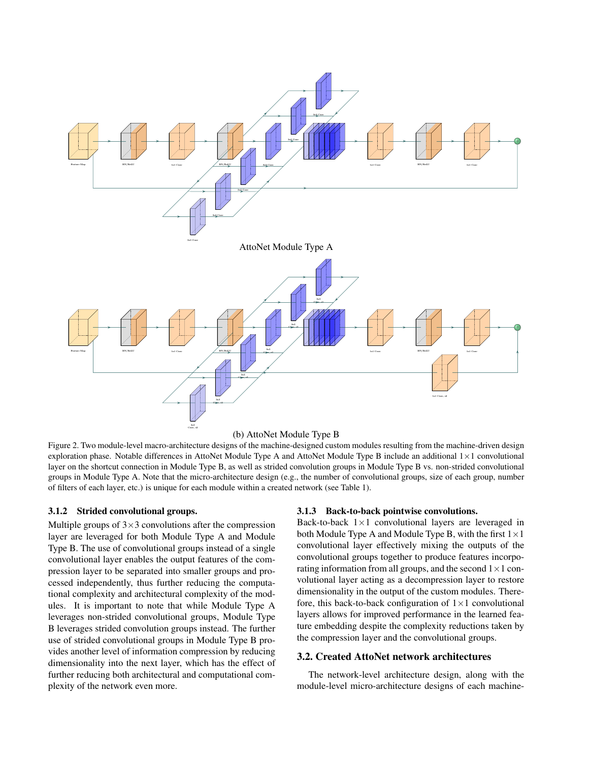AttoNet Module Type A

(b) AttoNet Module Type B

Figure 2. Two module-level macro-architecture designs of the machine-designed custom modules resulting from the machine-driven design exploration phase. Notable differences in AttoNet Module Type A and AttoNet Module Type B include an additional $1\times1$ convolutional layer on the shortcut connection in Module Type B, as well as strided convolution groups in Module Type B vs. non-strided convolutional groups in Module Type A. Note that the micro-architecture design (e.g., the number of convolutional groups, size of each group, number of filters of each layer, etc.) is unique for each module within a created network (see Table 1).

#### 3.1.2 Strided convolutional groups.

Multiple groups of $3\times3$ convolutions after the compression layer are leveraged for both Module Type A and Module Type B. The use of convolutional groups instead of a single convolutional layer enables the output features of the compression layer to be separated into smaller groups and processed independently, thus further reducing the computational complexity and architectural complexity of the modules. It is important to note that while Module Type A leverages non-strided convolutional groups, Module Type B leverages strided convolution groups instead. The further use of strided convolutional groups in Module Type B provides another level of information compression by reducing dimensionality into the next layer, which has the effect of further reducing both architectural and computational complexity of the network even more.

#### 3.1.3 Back-to-back pointwise convolutions.

Back-to-back $1\times1$ convolutional layers are leveraged in both Module Type A and Module Type B, with the first $1\times1$ convolutional layer effectively mixing the outputs of the convolutional groups together to produce features incorporating information from all groups, and the second $1\times1$ convolutional layer acting as a decompression layer to restore dimensionality in the output of the custom modules. Therefore, this back-to-back configuration of $1\times1$ convolutional layers allows for improved performance in the learned feature embedding despite the complexity reductions taken by the compression layer and the convolutional groups.

### 3.2. Created AttoNet network architectures

The network-level architecture design, along with the module-level micro-architecture designs of each machine-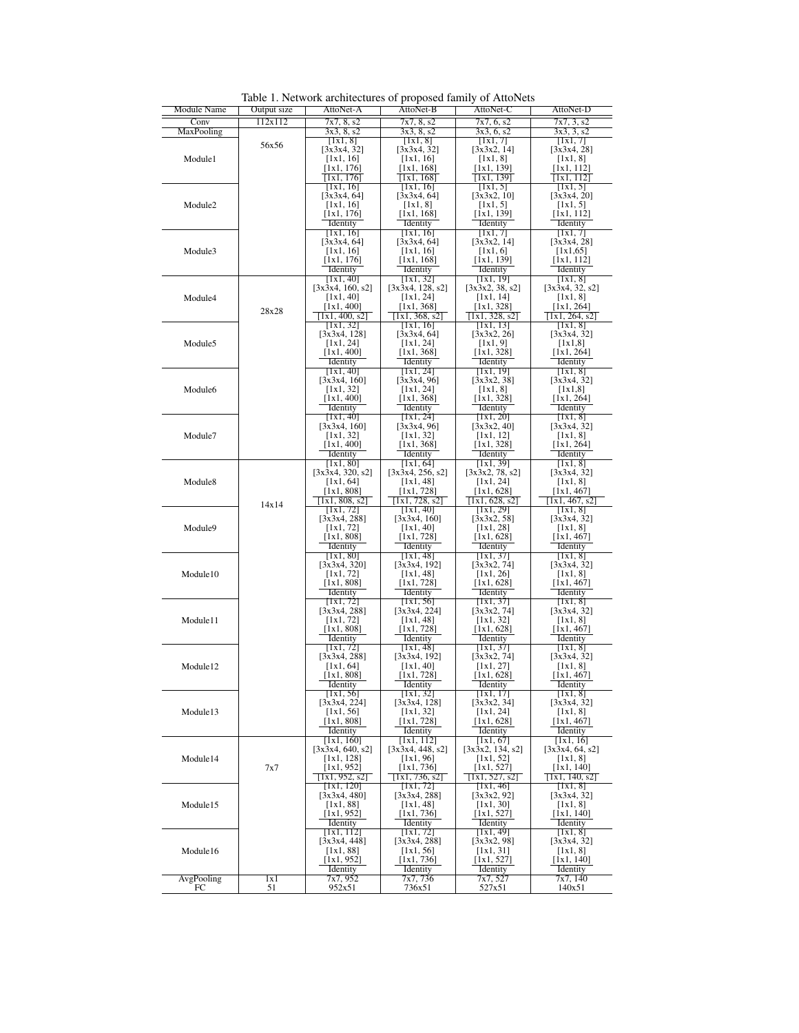Table 1. Network architectures of proposed family of AttoNets

| Module Name | Output size | AttoNet-A | AttoNet-B | AttoNet-C | AttoNet-D |
|---|---|---|---|---|---|
| Conv | 112x112 | 7x7, 8, s2 | 7x7, 8, s2 | 7x7, 6, s2 | 7x7, 3, s2 |
| MaxPooling | 56x56 | 3x3, 8, s2 | 3x3, 8, s2 | 3x3, 6, s2 | 3x3, 3, s2 |
| Module1 | | [1x1, 8] [3x3x4, 32] [1x1, 16] [1x1, 176] [1x1, 176] | [1x1, 8] [3x3x4, 32] [1x1, 16] [1x1, 168] [1x1, 168] | [1x1, 7] [3x3x2, 14] [1x1, 8] [1x1, 139] [1x1, 139] | [1x1, 7] [3x3x4, 28] [1x1, 8] [1x1, 112] [1x1, 112] |
| Module2 | | [1x1, 16] [3x3x4, 64] [1x1, 16] [1x1, 176] Identity | [1x1, 16] [3x3x4, 64] [1x1, 8] [1x1, 168] Identity | [1x1, 5] [3x3x2, 10] [1x1, 5] [1x1, 139] Identity | [1x1, 5] [3x3x4, 20] [1x1, 5] [1x1, 112] Identity |
| Module3 | | [1x1, 16] [3x3x4, 64] [1x1, 16] [1x1, 176] Identity | [1x1, 16] [3x3x4, 64] [1x1, 16] [1x1, 168] Identity | [1x1, 7] [3x3x2, 14] [1x1, 6] [1x1, 139] Identity | [1x1, 7] [3x3x4, 28] [1x1,65] [1x1, 112] Identity |
| Module4 | 28x28 | [1x1, 40] [3x3x4, 160, s2] [1x1, 40] [1x1, 400] [1x1, 400, s2] | [1x1, 32] [3x3x4, 128, s2] [1x1, 24] [1x1, 368] [1x1, 368, s2] | [1x1, 19] [3x3x2, 38, s2] [1x1, 14] [1x1, 328] [1x1, 328, s2] | [1x1, 8] [3x3x4, 32, s2] [1x1, 8] [1x1, 264] [1x1, 264, s2] |
| Module5 | | [1x1, 32] [3x3x4, 128] [1x1, 24] [1x1, 400] Identity | [1x1, 16] [3x3x4, 64] [1x1, 24] [1x1, 368] Identity | [1x1, 13] [3x3x2, 26] [1x1, 9] [1x1, 328] Identity | [1x1, 8] [3x3x4, 32] [1x1,8] [1x1, 264] Identity |
| Module6 | | [1x1, 40] [3x3x4, 160] [1x1, 32] [1x1, 400] Identity | [1x1, 24] [3x3x4, 96] [1x1, 24] [1x1, 368] Identity | [1x1, 19] [3x3x2, 38] [1x1, 8] [1x1, 328] Identity | [1x1, 8] [3x3x4, 32] [1x1,8] [1x1, 264] Identity |
| Module7 | | [1x1, 40] [3x3x4, 160] [1x1, 32] [1x1, 400] Identity | [1x1, 24] [3x3x4, 96] [1x1, 32] [1x1, 368] Identity | [1x1, 20] [3x3x2, 40] [1x1, 12] [1x1, 328] Identity | [1x1, 8] [3x3x4, 32] [1x1, 8] [1x1, 264] Identity |
| Module8 | 14x14 | [1x1, 80] [3x3x4, 320, s2] [1x1, 64] [1x1, 808] [1x1, 808, s2] | [1x1, 64] [3x3x4, 256, s2] [1x1, 48] [1x1, 728] [1x1, 728, s2] | [1x1, 39] [3x3x2, 78, s2] [1x1, 24] [1x1, 628] [1x1, 628, s2] | [1x1, 8] [3x3x4, 32] [1x1, 8] [1x1, 467] [1x1, 467, s2] |
| Module9 | | [1x1, 72] [3x3x4, 288] [1x1, 72] [1x1, 808] Identity | [1x1, 40] [3x3x4, 160] [1x1, 40] [1x1, 728] Identity | [1x1, 29] [3x3x2, 58] [1x1, 28] [1x1, 628] Identity | [1x1, 8] [3x3x4, 32] [1x1, 8] [1x1, 467] Identity |
| Module10 | | [1x1, 80] [3x3x4, 320] [1x1, 72] [1x1, 808] Identity | [1x1, 48] [3x3x4, 192] [1x1, 48] [1x1, 728] Identity | [1x1, 37] [3x3x2, 74] [1x1, 26] [1x1, 628] Identity | [1x1, 8] [3x3x4, 32] [1x1, 8] [1x1, 467] Identity |
| Module11 | | [1x1, 72] [3x3x4, 288] [1x1, 72] [1x1, 808] Identity | [1x1, 56] [3x3x4, 224] [1x1, 48] [1x1, 728] Identity | [1x1, 37] [3x3x2, 74] [1x1, 32] [1x1, 628] Identity | [1x1, 8] [3x3x4, 32] [1x1, 8] [1x1, 467] Identity |
| Module12 | | [1x1, 72] [3x3x4, 288] [1x1, 64] [1x1, 808] Identity | [1x1, 48] [3x3x4, 192] [1x1, 40] [1x1, 728] Identity | [1x1, 37] [3x3x2, 74] [1x1, 27] [1x1, 628] Identity | [1x1, 8] [3x3x4, 32] [1x1, 8] [1x1, 467] Identity |
| Module13 | | [1x1, 56] [3x3x4, 224] [1x1, 56] [1x1, 808] Identity | [1x1, 32] [3x3x4, 128] [1x1, 32] [1x1, 728] Identity | [1x1, 17] [3x3x2, 34] [1x1, 24] [1x1, 628] Identity | [1x1, 8] [3x3x4, 32] [1x1, 8] [1x1, 467] Identity |
| Module14 | 7x7 | [1x1, 160] [3x3x4, 640, s2] [1x1, 128] [1x1, 952] [1x1, 952, s2] | [1x1, 112] [3x3x4, 448, s2] [1x1, 96] [1x1, 736] [1x1, 736, s2] | [1x1, 67] [3x3x2, 134, s2] [1x1, 52] [1x1, 527] [1x1, 527, s2] | [1x1, 16] [3x3x4, 64, s2] [1x1, 8] [1x1, 140] [1x1, 140, s2] |
| Module15 | | [1x1, 120] [3x3x4, 480] [1x1, 88] [1x1, 952] Identity | [1x1, 72] [3x3x4, 288] [1x1, 48] [1x1, 736] Identity | [1x1, 46] [3x3x2, 92] [1x1, 30] [1x1, 527] Identity | [1x1, 8] [3x3x4, 32] [1x1, 8] [1x1, 140] Identity |
| Module16 | | [1x1, 112] [3x3x4, 448] [1x1, 88] [1x1, 952] Identity | [1x1, 72] [3x3x4, 288] [1x1, 56] [1x1, 736] Identity | [1x1, 49] [3x3x2, 98] [1x1, 31] [1x1, 527] Identity | [1x1, 8] [3x3x4, 32] [1x1, 8] [1x1, 140] Identity |
| AvgPooling | 1x1 | 7x7, 952 | 7x7, 736 | 7x7, 527 | 7x7, 140 |
| FC | 51 | 952x51 | 736x51 | 527x51 | 140x51 |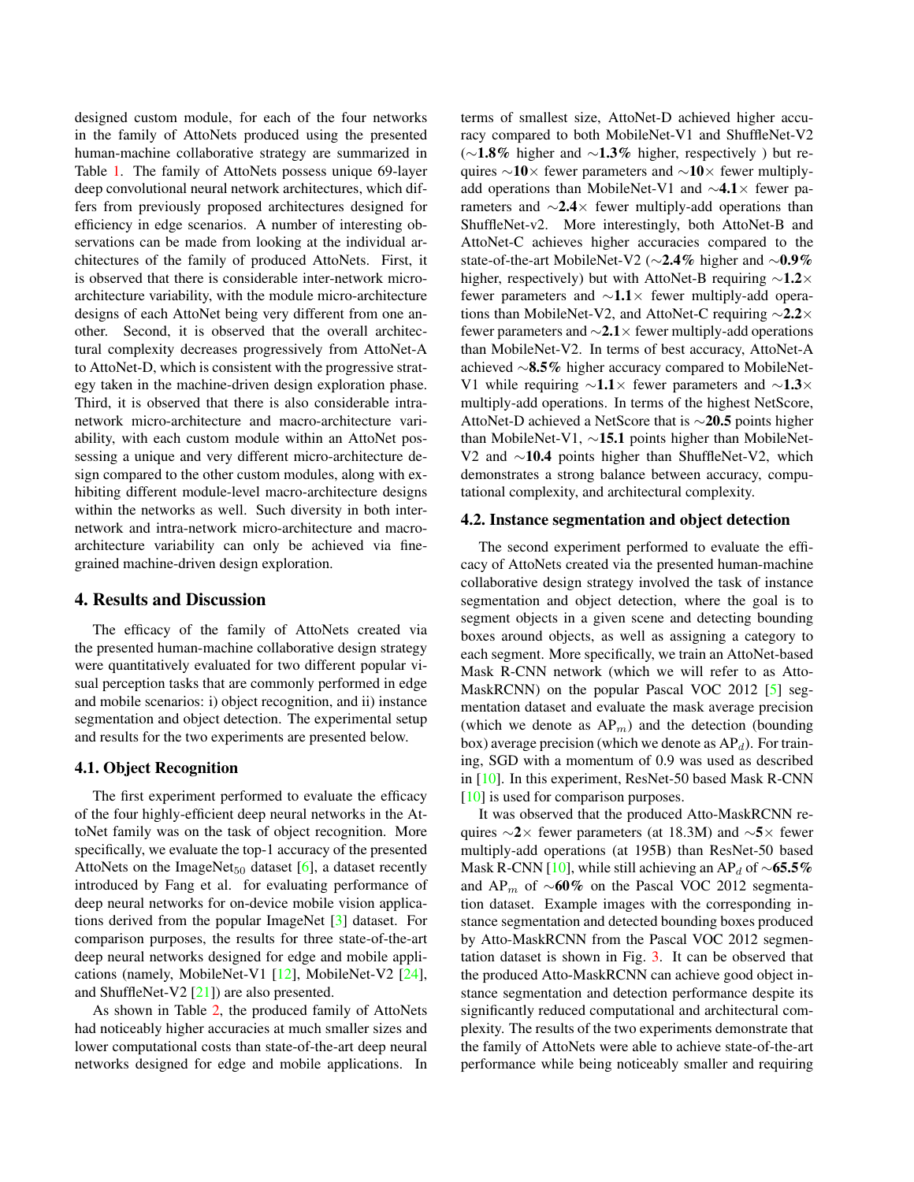designed custom module, for each of the four networks in the family of AttoNets produced using the presented human-machine collaborative strategy are summarized in Table 1. The family of AttoNets possess unique 69-layer deep convolutional neural network architectures, which differs from previously proposed architectures designed for efficiency in edge scenarios. A number of interesting observations can be made from looking at the individual architectures of the family of produced AttoNets. First, it is observed that there is considerable inter-network micro-architecture variability, with the module micro-architecture designs of each AttoNet being very different from one another. Second, it is observed that the overall architectural complexity decreases progressively from AttoNet-A to AttoNet-D, which is consistent with the progressive strategy taken in the machine-driven design exploration phase. Third, it is observed that there is also considerable intra-network micro-architecture and macro-architecture variability, with each custom module within an AttoNet possessing a unique and very different micro-architecture design compared to the other custom modules, along with exhibiting different module-level macro-architecture designs within the networks as well. Such diversity in both inter-network and intra-network micro-architecture and macro-architecture variability can only be achieved via fine-grained machine-driven design exploration.

## 4. Results and Discussion

The efficacy of the family of AttoNets created via the presented human-machine collaborative design strategy were quantitatively evaluated for two different popular visual perception tasks that are commonly performed in edge and mobile scenarios: i) object recognition, and ii) instance segmentation and object detection. The experimental setup and results for the two experiments are presented below.

### 4.1. Object Recognition

The first experiment performed to evaluate the efficacy of the four highly-efficient deep neural networks in the AttoNet family was on the task of object recognition. More specifically, we evaluate the top-1 accuracy of the presented AttoNets on the ImageNet$_{50}$ dataset [6], a dataset recently introduced by Fang et al. for evaluating performance of deep neural networks for on-device mobile vision applications derived from the popular ImageNet [3] dataset. For comparison purposes, the results for three state-of-the-art deep neural networks designed for edge and mobile applications (namely, MobileNet-V1 [12], MobileNet-V2 [24], and ShuffleNet-V2 [21]) are also presented.

As shown in Table 2, the produced family of AttoNets had noticeably higher accuracies at much smaller sizes and lower computational costs than state-of-the-art deep neural networks designed for edge and mobile applications. In terms of smallest size, AttoNet-D achieved higher accuracy compared to both MobileNet-V1 and ShuffleNet-V2 (∼**1.8%** higher and ∼**1.3%** higher, respectively ) but requires ∼**10**× fewer parameters and ∼**10**× fewer multiply-add operations than MobileNet-V1 and ∼**4.1**× fewer parameters and ∼**2.4**× fewer multiply-add operations than ShuffleNet-v2. More interestingly, both AttoNet-B and AttoNet-C achieves higher accuracies compared to the state-of-the-art MobileNet-V2 (∼**2.4%** higher and ∼**0.9%** higher, respectively) but with AttoNet-B requiring ∼**1.2**× fewer parameters and ∼**1.1**× fewer multiply-add operations than MobileNet-V2, and AttoNet-C requiring ∼**2.2**× fewer parameters and ∼**2.1**× fewer multiply-add operations than MobileNet-V2. In terms of best accuracy, AttoNet-A achieved ∼**8.5%** higher accuracy compared to MobileNet-V1 while requiring ∼**1.1**× fewer parameters and ∼**1.3**× multiply-add operations. In terms of the highest NetScore, AttoNet-D achieved a NetScore that is ∼**20.5** points higher than MobileNet-V1, ∼**15.1** points higher than MobileNet-V2 and ∼**10.4** points higher than ShuffleNet-V2, which demonstrates a strong balance between accuracy, computational complexity, and architectural complexity.

### 4.2. Instance segmentation and object detection

The second experiment performed to evaluate the efficacy of AttoNets created via the presented human-machine collaborative design strategy involved the task of instance segmentation and object detection, where the goal is to segment objects in a given scene and detecting bounding boxes around objects, as well as assigning a category to each segment. More specifically, we train an AttoNet-based Mask R-CNN network (which we will refer to as Atto-MaskRCNN) on the popular Pascal VOC 2012 [5] segmentation dataset and evaluate the mask average precision (which we denote as AP$_m$) and the detection (bounding box) average precision (which we denote as AP$_d$). For training, SGD with a momentum of 0.9 was used as described in [10]. In this experiment, ResNet-50 based Mask R-CNN [10] is used for comparison purposes.

It was observed that the produced Atto-MaskRCNN requires ∼**2**× fewer parameters (at 18.3M) and ∼**5**× fewer multiply-add operations (at 195B) than ResNet-50 based Mask R-CNN [10], while still achieving an AP$_d$ of ∼**65.5%** and AP$_m$ of ∼**60%** on the Pascal VOC 2012 segmentation dataset. Example images with the corresponding instance segmentation and detected bounding boxes produced by Atto-MaskRCNN from the Pascal VOC 2012 segmentation dataset is shown in Fig. 3. It can be observed that the produced Atto-MaskRCNN can achieve good object instance segmentation and detection performance despite its significantly reduced computational and architectural complexity. The results of the two experiments demonstrate that the family of AttoNets were able to achieve state-of-the-art performance while being noticeably smaller and requiring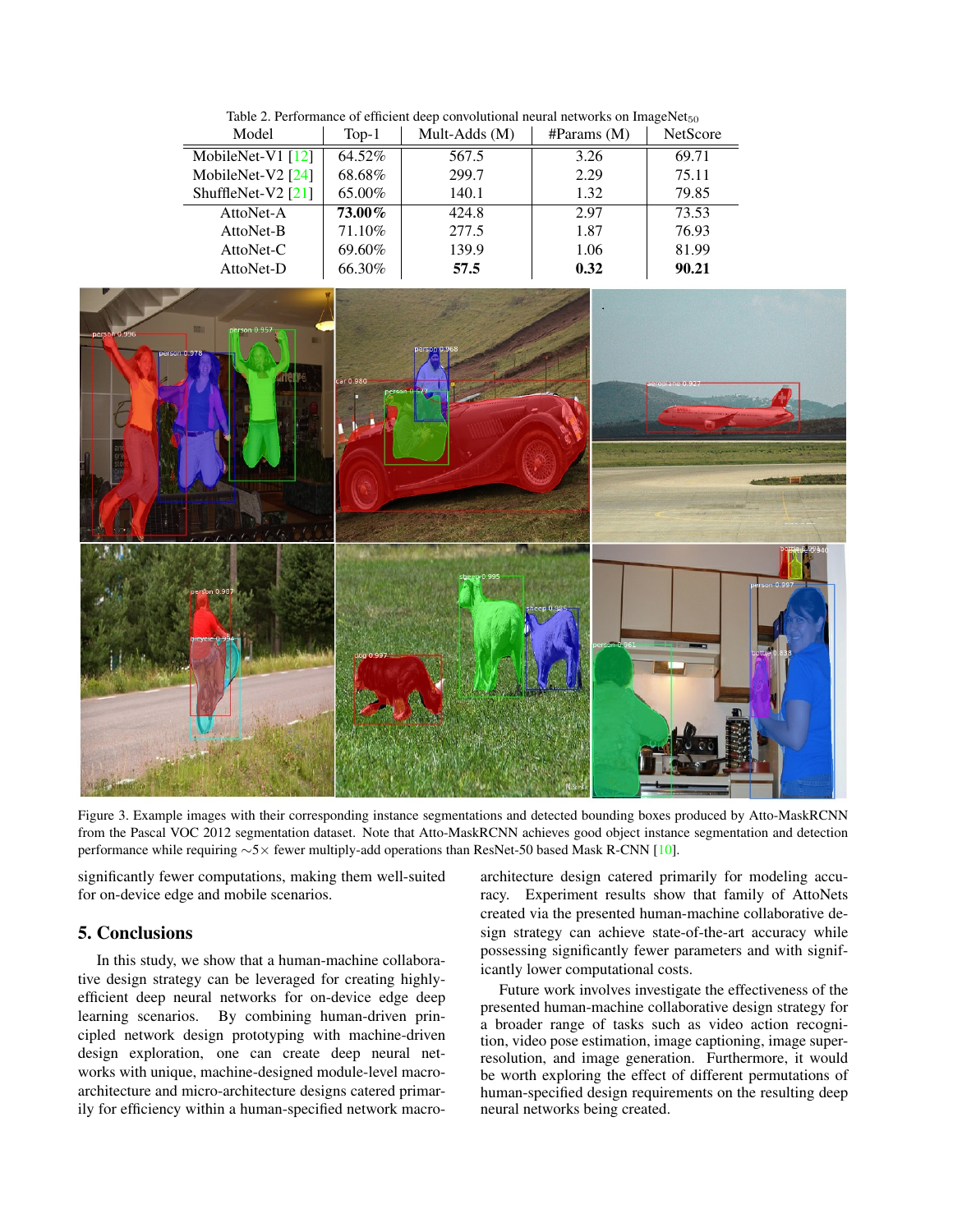Table 2. Performance of efficient deep convolutional neural networks on ImageNet$_{50}$

| Model | Top-1 | Mult-Adds (M) | #Params (M) | NetScore |
|---|---|---|---|---|
| MobileNet-V1 [12] | 64.52% | 567.5 | 3.26 | 69.71 |
| MobileNet-V2 [24] | 68.68% | 299.7 | 2.29 | 75.11 |
| ShuffleNet-V2 [21] | 65.00% | 140.1 | 1.32 | 79.85 |
| AttoNet-A | **73.00%** | 424.8 | 2.97 | 73.53 |
| AttoNet-B | 71.10% | 277.5 | 1.87 | 76.93 |
| AttoNet-C | 69.60% | 139.9 | 1.06 | 81.99 |
| AttoNet-D | 66.30% | **57.5** | **0.32** | **90.21** |

Figure 3. Example images with their corresponding instance segmentations and detected bounding boxes produced by Atto-MaskRCNN from the Pascal VOC 2012 segmentation dataset. Note that Atto-MaskRCNN achieves good object instance segmentation and detection performance while requiring ∼5× fewer multiply-add operations than ResNet-50 based Mask R-CNN [10].

significantly fewer computations, making them well-suited for on-device edge and mobile scenarios.

## 5. Conclusions

In this study, we show that a human-machine collaborative design strategy can be leveraged for creating highly-efficient deep neural networks for on-device edge deep learning scenarios. By combining human-driven principled network design prototyping with machine-driven design exploration, one can create deep neural networks with unique, machine-designed module-level macro-architecture and micro-architecture designs catered primarily for efficiency within a human-specified network macro-architecture design catered primarily for modeling accuracy. Experiment results show that family of AttoNets created via the presented human-machine collaborative design strategy can achieve state-of-the-art accuracy while possessing significantly fewer parameters and with significantly lower computational costs.

Future work involves investigate the effectiveness of the presented human-machine collaborative design strategy for a broader range of tasks such as video action recognition, video pose estimation, image captioning, image super-resolution, and image generation. Furthermore, it would be worth exploring the effect of different permutations of human-specified design requirements on the resulting deep neural networks being created.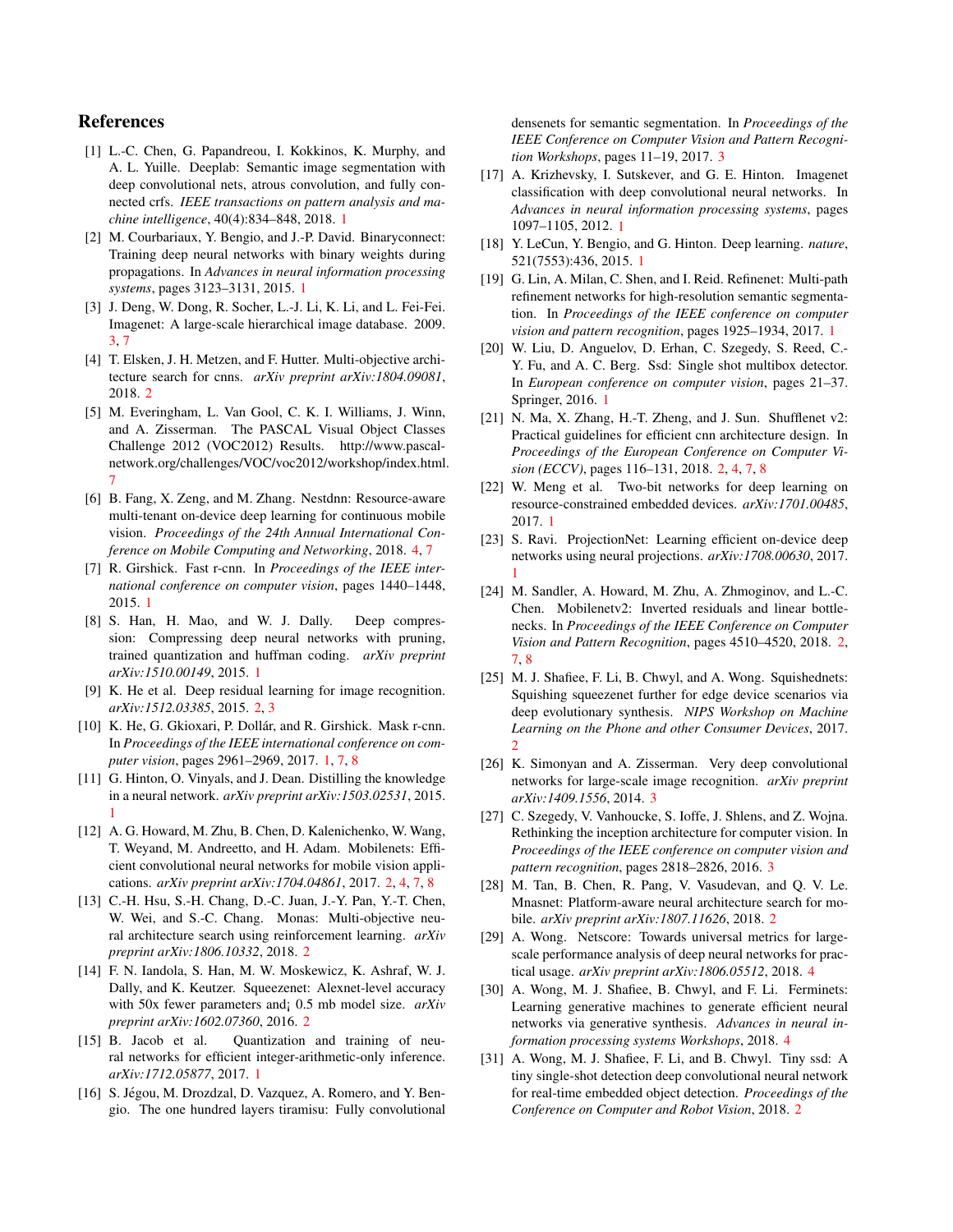## References

[1] L.-C. Chen, G. Papandreou, I. Kokkinos, K. Murphy, and A. L. Yuille. Deeplab: Semantic image segmentation with deep convolutional nets, atrous convolution, and fully connected crfs. *IEEE transactions on pattern analysis and machine intelligence*, 40(4):834–848, 2018. 1

[2] M. Courbariaux, Y. Bengio, and J.-P. David. Binaryconnect: Training deep neural networks with binary weights during propagations. In *Advances in neural information processing systems*, pages 3123–3131, 2015. 1

[3] J. Deng, W. Dong, R. Socher, L.-J. Li, K. Li, and L. Fei-Fei. Imagenet: A large-scale hierarchical image database. 2009. 3, 7

[4] T. Elsken, J. H. Metzen, and F. Hutter. Multi-objective architecture search for cnns. *arXiv preprint arXiv:1804.09081*, 2018. 2

[5] M. Everingham, L. Van Gool, C. K. I. Williams, J. Winn, and A. Zisserman. The PASCAL Visual Object Classes Challenge 2012 (VOC2012) Results. http://www.pascal-network.org/challenges/VOC/voc2012/workshop/index.html. 7

[6] B. Fang, X. Zeng, and M. Zhang. Nestdnn: Resource-aware multi-tenant on-device deep learning for continuous mobile vision. *Proceedings of the 24th Annual International Conference on Mobile Computing and Networking*, 2018. 4, 7

[7] R. Girshick. Fast r-cnn. In *Proceedings of the IEEE international conference on computer vision*, pages 1440–1448, 2015. 1

[8] S. Han, H. Mao, and W. J. Dally. Deep compression: Compressing deep neural networks with pruning, trained quantization and huffman coding. *arXiv preprint arXiv:1510.00149*, 2015. 1

[9] K. He et al. Deep residual learning for image recognition. *arXiv:1512.03385*, 2015. 2, 3

[10] K. He, G. Gkioxari, P. Dollár, and R. Girshick. Mask r-cnn. In *Proceedings of the IEEE international conference on computer vision*, pages 2961–2969, 2017. 1, 7, 8

[11] G. Hinton, O. Vinyals, and J. Dean. Distilling the knowledge in a neural network. *arXiv preprint arXiv:1503.02531*, 2015. 1

[12] A. G. Howard, M. Zhu, B. Chen, D. Kalenichenko, W. Wang, T. Weyand, M. Andreetto, and H. Adam. Mobilenets: Efficient convolutional neural networks for mobile vision applications. *arXiv preprint arXiv:1704.04861*, 2017. 2, 4, 7, 8

[13] C.-H. Hsu, S.-H. Chang, D.-C. Juan, J.-Y. Pan, Y.-T. Chen, W. Wei, and S.-C. Chang. Monas: Multi-objective neural architecture search using reinforcement learning. *arXiv preprint arXiv:1806.10332*, 2018. 2

[14] F. N. Iandola, S. Han, M. W. Moskewicz, K. Ashraf, W. J. Dally, and K. Keutzer. Squeezenet: Alexnet-level accuracy with 50x fewer parameters and¡ 0.5 mb model size. *arXiv preprint arXiv:1602.07360*, 2016. 2

[15] B. Jacob et al. Quantization and training of neural networks for efficient integer-arithmetic-only inference. *arXiv:1712.05877*, 2017. 1

[16] S. Jégou, M. Drozdzal, D. Vazquez, A. Romero, and Y. Bengio. The one hundred layers tiramisu: Fully convolutional densenets for semantic segmentation. In *Proceedings of the IEEE Conference on Computer Vision and Pattern Recognition Workshops*, pages 11–19, 2017. 3

[17] A. Krizhevsky, I. Sutskever, and G. E. Hinton. Imagenet classification with deep convolutional neural networks. In *Advances in neural information processing systems*, pages 1097–1105, 2012. 1

[18] Y. LeCun, Y. Bengio, and G. Hinton. Deep learning. *nature*, 521(7553):436, 2015. 1

[19] G. Lin, A. Milan, C. Shen, and I. Reid. Refinenet: Multi-path refinement networks for high-resolution semantic segmentation. In *Proceedings of the IEEE conference on computer vision and pattern recognition*, pages 1925–1934, 2017. 1

[20] W. Liu, D. Anguelov, D. Erhan, C. Szegedy, S. Reed, C.-Y. Fu, and A. C. Berg. Ssd: Single shot multibox detector. In *European conference on computer vision*, pages 21–37. Springer, 2016. 1

[21] N. Ma, X. Zhang, H.-T. Zheng, and J. Sun. Shufflenet v2: Practical guidelines for efficient cnn architecture design. In *Proceedings of the European Conference on Computer Vision (ECCV)*, pages 116–131, 2018. 2, 4, 7, 8

[22] W. Meng et al. Two-bit networks for deep learning on resource-constrained embedded devices. *arXiv:1701.00485*, 2017. 1

[23] S. Ravi. ProjectionNet: Learning efficient on-device deep networks using neural projections. *arXiv:1708.00630*, 2017. 1

[24] M. Sandler, A. Howard, M. Zhu, A. Zhmoginov, and L.-C. Chen. Mobilenetv2: Inverted residuals and linear bottlenecks. In *Proceedings of the IEEE Conference on Computer Vision and Pattern Recognition*, pages 4510–4520, 2018. 2, 7, 8

[25] M. J. Shafiee, F. Li, B. Chwyl, and A. Wong. Squishednets: Squishing squeezenet further for edge device scenarios via deep evolutionary synthesis. *NIPS Workshop on Machine Learning on the Phone and other Consumer Devices*, 2017. 2

[26] K. Simonyan and A. Zisserman. Very deep convolutional networks for large-scale image recognition. *arXiv preprint arXiv:1409.1556*, 2014. 3

[27] C. Szegedy, V. Vanhoucke, S. Ioffe, J. Shlens, and Z. Wojna. Rethinking the inception architecture for computer vision. In *Proceedings of the IEEE conference on computer vision and pattern recognition*, pages 2818–2826, 2016. 3

[28] M. Tan, B. Chen, R. Pang, V. Vasudevan, and Q. V. Le. Mnasnet: Platform-aware neural architecture search for mobile. *arXiv preprint arXiv:1807.11626*, 2018. 2

[29] A. Wong. Netscore: Towards universal metrics for large-scale performance analysis of deep neural networks for practical usage. *arXiv preprint arXiv:1806.05512*, 2018. 4

[30] A. Wong, M. J. Shafiee, B. Chwyl, and F. Li. Ferminets: Learning generative machines to generate efficient neural networks via generative synthesis. *Advances in neural information processing systems Workshops*, 2018. 4

[31] A. Wong, M. J. Shafiee, F. Li, and B. Chwyl. Tiny ssd: A tiny single-shot detection deep convolutional neural network for real-time embedded object detection. *Proceedings of the Conference on Computer and Robot Vision*, 2018. 2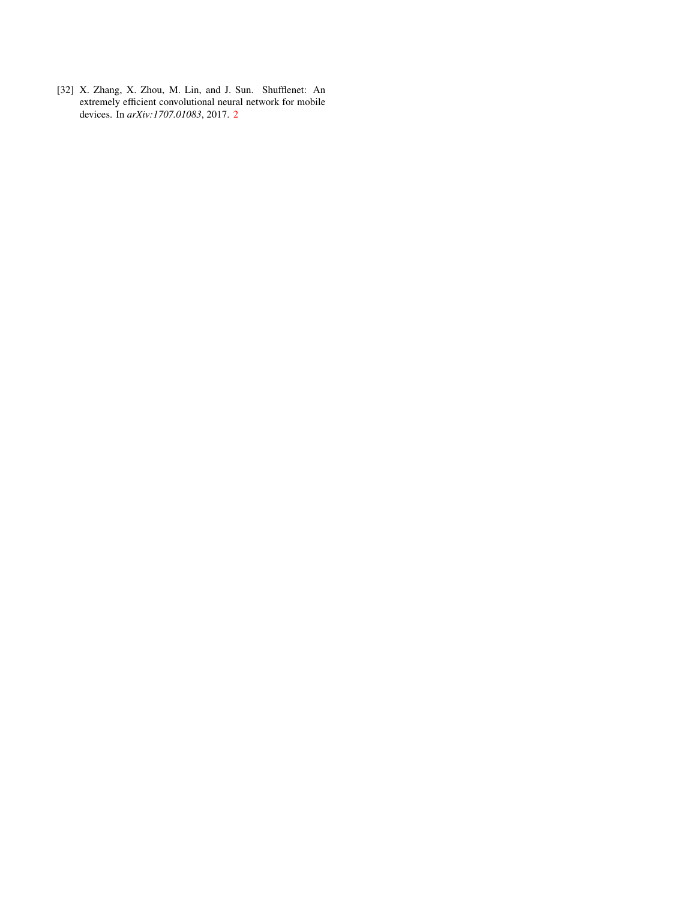[32] X. Zhang, X. Zhou, M. Lin, and J. Sun. Shufflenet: An extremely efficient convolutional neural network for mobile devices. In *arXiv:1707.01083*, 2017. 2